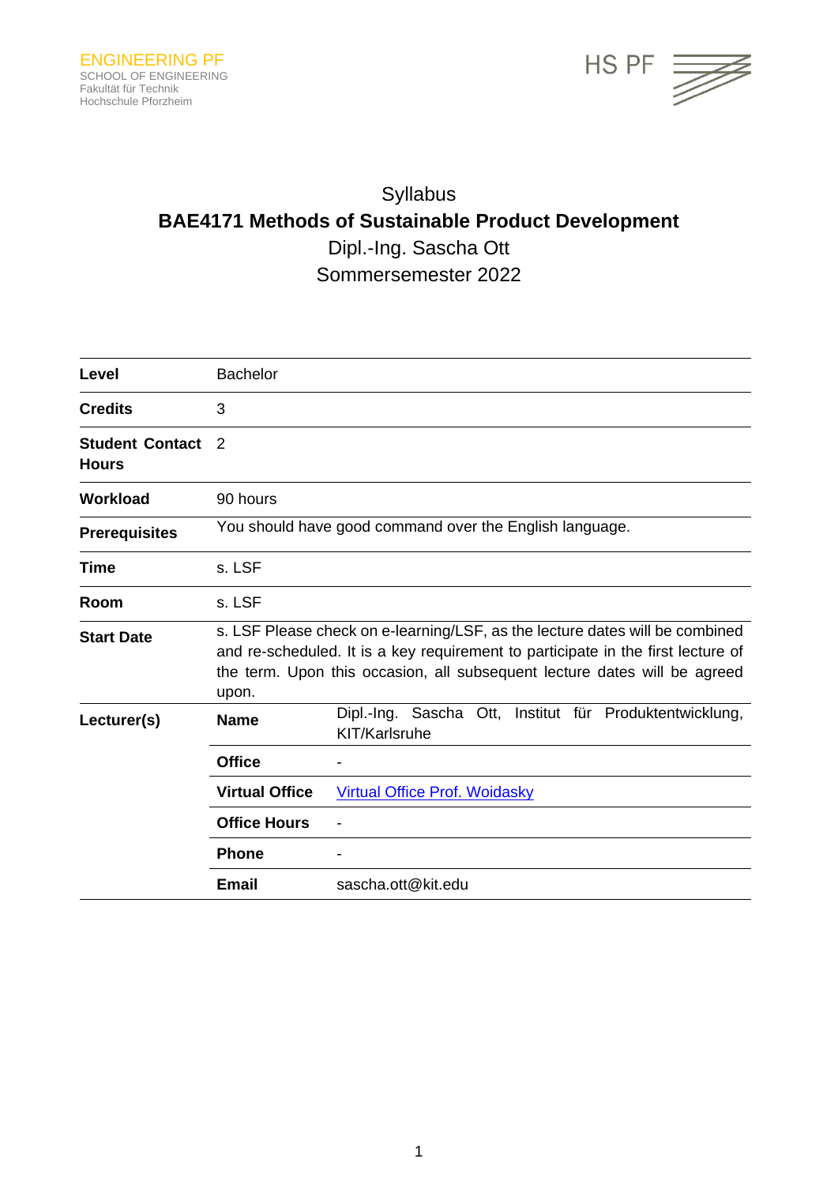ENGINEERING PF
SCHOOL OF ENGINEERING
Fakultät für Technik
Hochschule Pforzheim

HS PF

# Syllabus

## BAE4171 Methods of Sustainable Product Development

Dipl.-Ing. Sascha Ott

Sommersemester 2022

| | | |
|---|---|---|
| **Level** | Bachelor | |
| **Credits** | 3 | |
| **Student Contact Hours** | 2 | |
| **Workload** | 90 hours | |
| **Prerequisites** | You should have good command over the English language. | |
| **Time** | s. LSF | |
| **Room** | s. LSF | |
| **Start Date** | s. LSF Please check on e-learning/LSF, as the lecture dates will be combined and re-scheduled. It is a key requirement to participate in the first lecture of the term. Upon this occasion, all subsequent lecture dates will be agreed upon. | |
| **Lecturer(s)** | **Name** | Dipl.-Ing. Sascha Ott, Institut für Produktentwicklung, KIT/Karlsruhe |
| | **Office** | - |
| | **Virtual Office** | Virtual Office Prof. Woidasky |
| | **Office Hours** | - |
| | **Phone** | - |
| | **Email** | sascha.ott@kit.edu |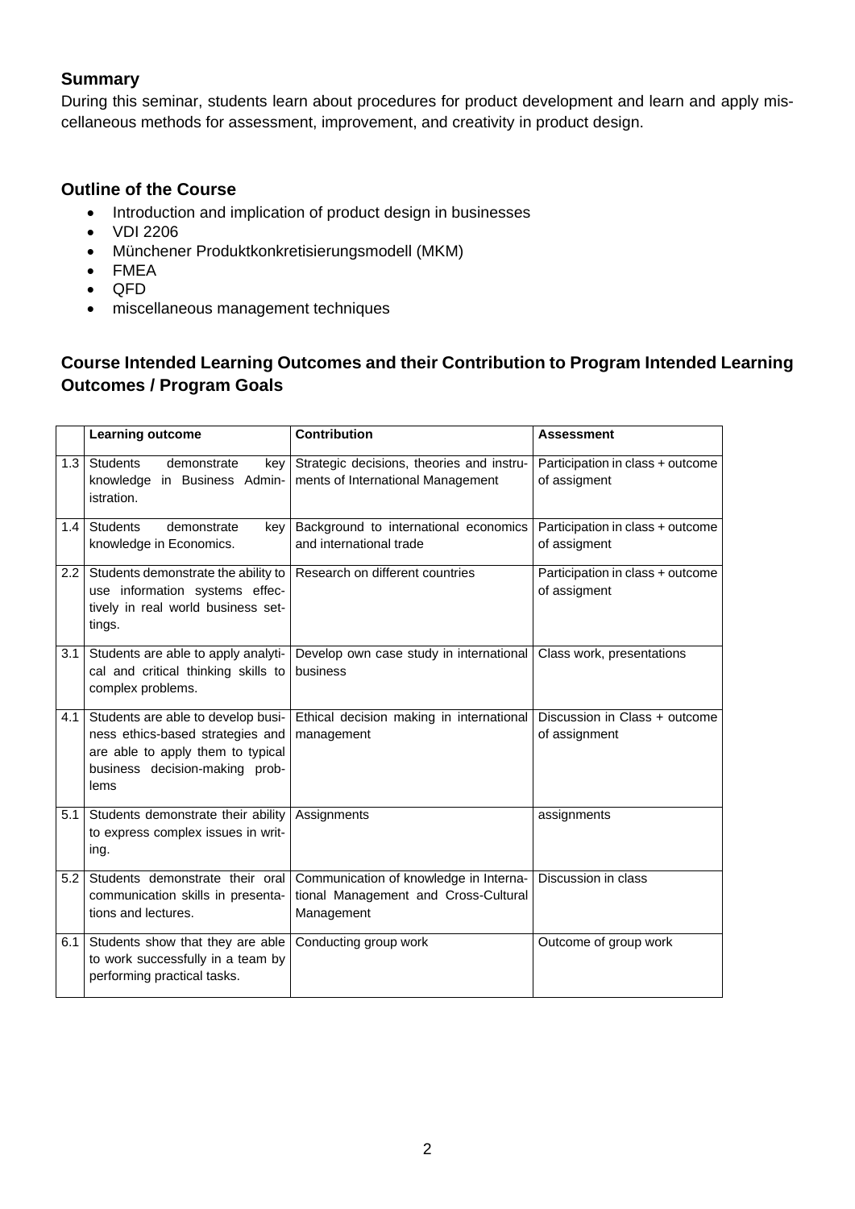## Summary

During this seminar, students learn about procedures for product development and learn and apply miscellaneous methods for assessment, improvement, and creativity in product design.

## Outline of the Course

- Introduction and implication of product design in businesses
- VDI 2206
- Münchener Produktkonkretisierungsmodell (MKM)
- FMEA
- QFD
- miscellaneous management techniques

## Course Intended Learning Outcomes and their Contribution to Program Intended Learning Outcomes / Program Goals

| | Learning outcome | Contribution | Assessment |
|---|---|---|---|
| 1.3 | Students demonstrate key knowledge in Business Administration. | Strategic decisions, theories and instruments of International Management | Participation in class + outcome of assigment |
| 1.4 | Students demonstrate key knowledge in Economics. | Background to international economics and international trade | Participation in class + outcome of assigment |
| 2.2 | Students demonstrate the ability to use information systems effectively in real world business settings. | Research on different countries | Participation in class + outcome of assigment |
| 3.1 | Students are able to apply analytical and critical thinking skills to complex problems. | Develop own case study in international business | Class work, presentations |
| 4.1 | Students are able to develop business ethics-based strategies and are able to apply them to typical business decision-making problems | Ethical decision making in international management | Discussion in Class + outcome of assignment |
| 5.1 | Students demonstrate their ability to express complex issues in writing. | Assignments | assignments |
| 5.2 | Students demonstrate their oral communication skills in presentations and lectures. | Communication of knowledge in International Management and Cross-Cultural Management | Discussion in class |
| 6.1 | Students show that they are able to work successfully in a team by performing practical tasks. | Conducting group work | Outcome of group work |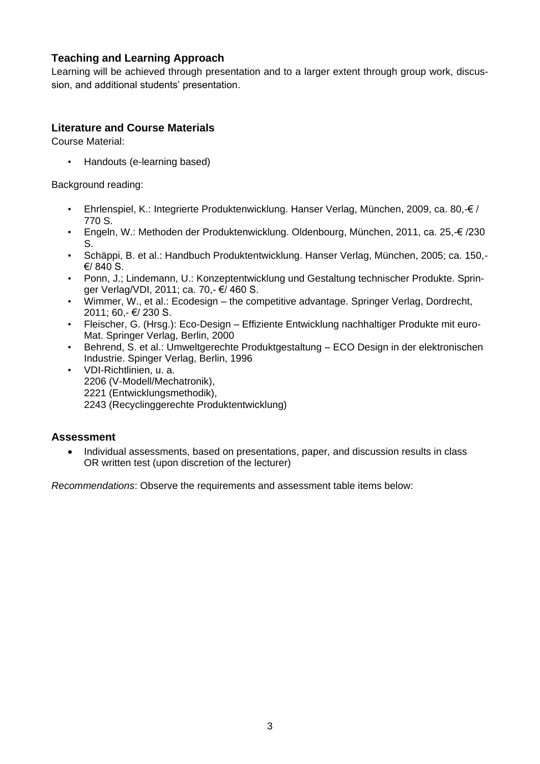## Teaching and Learning Approach

Learning will be achieved through presentation and to a larger extent through group work, discussion, and additional students' presentation.

## Literature and Course Materials

Course Material:

- Handouts (e-learning based)

Background reading:

- Ehrlenspiel, K.: Integrierte Produktenwicklung. Hanser Verlag, München, 2009, ca. 80,-€ / 770 S.
- Engeln, W.: Methoden der Produktenwicklung. Oldenbourg, München, 2011, ca. 25,-€ /230 S.
- Schäppi, B. et al.: Handbuch Produktentwicklung. Hanser Verlag, München, 2005; ca. 150,- €/ 840 S.
- Ponn, J.; Lindemann, U.: Konzeptentwicklung und Gestaltung technischer Produkte. Springer Verlag/VDI, 2011; ca. 70,- €/ 460 S.
- Wimmer, W., et al.: Ecodesign – the competitive advantage. Springer Verlag, Dordrecht, 2011; 60,- €/ 230 S.
- Fleischer, G. (Hrsg.): Eco-Design – Effiziente Entwicklung nachhaltiger Produkte mit euro-Mat. Springer Verlag, Berlin, 2000
- Behrend, S. et al.: Umweltgerechte Produktgestaltung – ECO Design in der elektronischen Industrie. Spinger Verlag, Berlin, 1996
- VDI-Richtlinien, u. a.
  2206 (V-Modell/Mechatronik),
  2221 (Entwicklungsmethodik),
  2243 (Recyclinggerechte Produktentwicklung)

## Assessment

- Individual assessments, based on presentations, paper, and discussion results in class OR written test (upon discretion of the lecturer)

*Recommendations*: Observe the requirements and assessment table items below: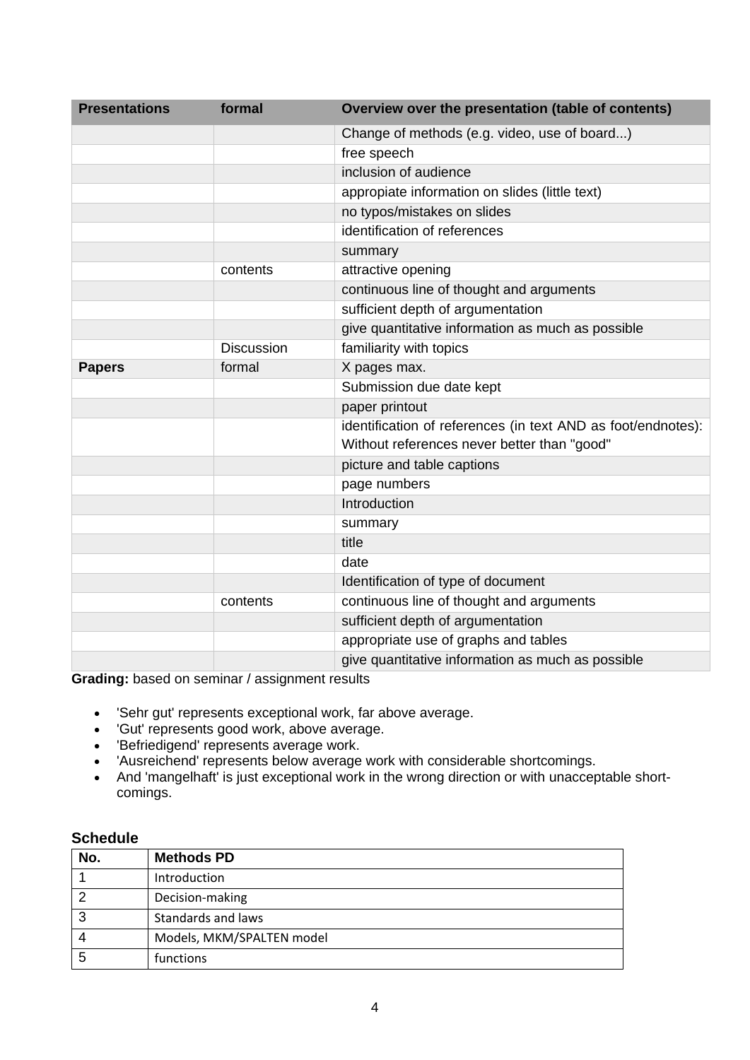| Presentations | formal | Overview over the presentation (table of contents) |
| --- | --- | --- |
| | | Change of methods (e.g. video, use of board...) |
| | | free speech |
| | | inclusion of audience |
| | | appropiate information on slides (little text) |
| | | no typos/mistakes on slides |
| | | identification of references |
| | | summary |
| | contents | attractive opening |
| | | continuous line of thought and arguments |
| | | sufficient depth of argumentation |
| | | give quantitative information as much as possible |
| | Discussion | familiarity with topics |
| **Papers** | formal | X pages max. |
| | | Submission due date kept |
| | | paper printout |
| | | identification of references (in text AND as foot/endnotes): Without references never better than "good" |
| | | picture and table captions |
| | | page numbers |
| | | Introduction |
| | | summary |
| | | title |
| | | date |
| | | Identification of type of document |
| | contents | continuous line of thought and arguments |
| | | sufficient depth of argumentation |
| | | appropriate use of graphs and tables |
| | | give quantitative information as much as possible |

**Grading:** based on seminar / assignment results

- 'Sehr gut' represents exceptional work, far above average.
- 'Gut' represents good work, above average.
- 'Befriedigend' represents average work.
- 'Ausreichend' represents below average work with considerable shortcomings.
- And 'mangelhaft' is just exceptional work in the wrong direction or with unacceptable short-comings.

### Schedule

| No. | Methods PD |
| --- | --- |
| 1 | Introduction |
| 2 | Decision-making |
| 3 | Standards and laws |
| 4 | Models, MKM/SPALTEN model |
| 5 | functions |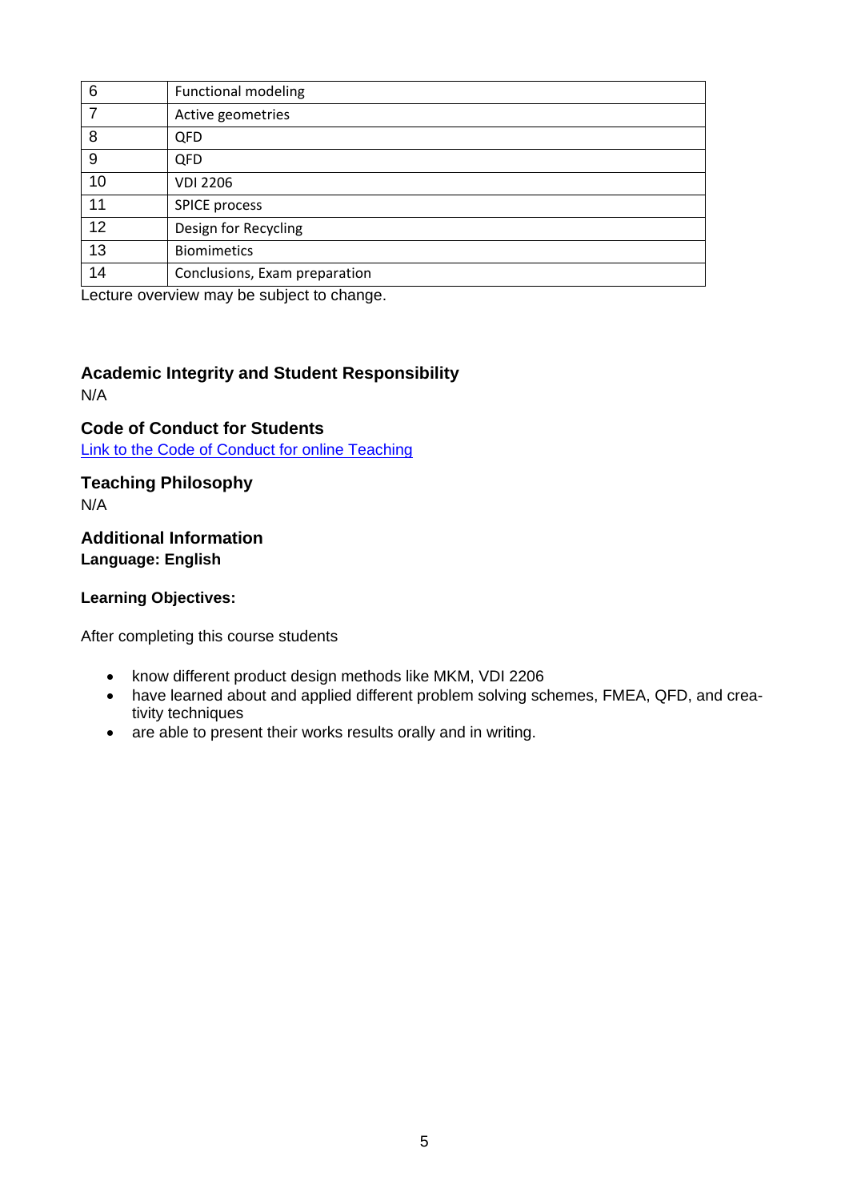| | |
|---|---|
| 6 | Functional modeling |
| 7 | Active geometries |
| 8 | QFD |
| 9 | QFD |
| 10 | VDI 2206 |
| 11 | SPICE process |
| 12 | Design for Recycling |
| 13 | Biomimetics |
| 14 | Conclusions, Exam preparation |

Lecture overview may be subject to change.

### Academic Integrity and Student Responsibility

N/A

### Code of Conduct for Students

[Link to the Code of Conduct for online Teaching]

### Teaching Philosophy

N/A

### Additional Information

**Language: English**

**Learning Objectives:**

After completing this course students

- know different product design methods like MKM, VDI 2206
- have learned about and applied different problem solving schemes, FMEA, QFD, and creativity techniques
- are able to present their works results orally and in writing.